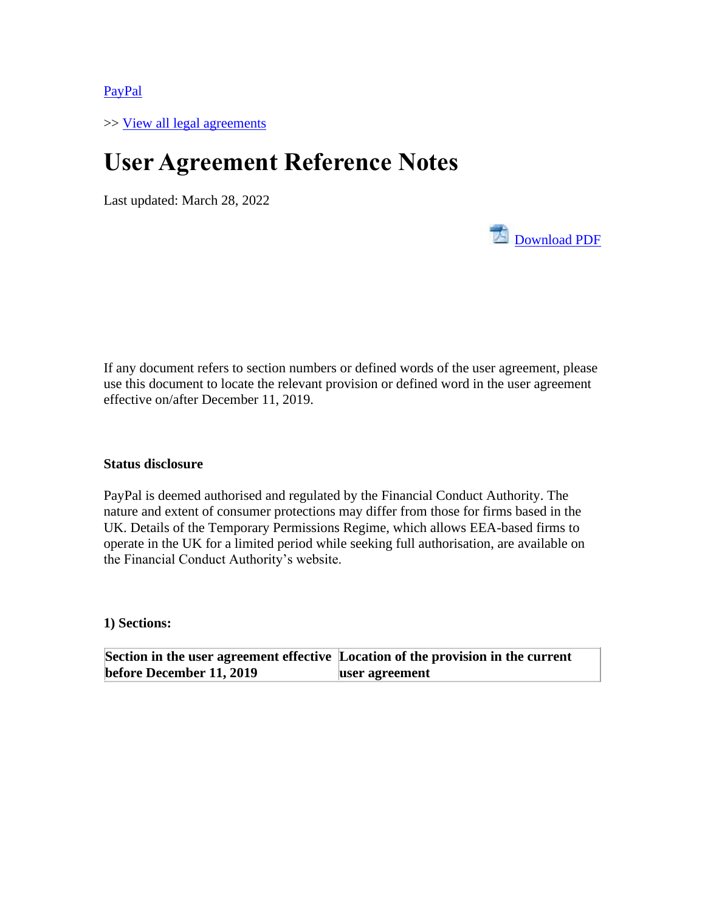[PayPal](#)

>> [View all legal agreements](#)

# User Agreement Reference Notes

Last updated: March 28, 2022

[Download PDF](#)

If any document refers to section numbers or defined words of the user agreement, please use this document to locate the relevant provision or defined word in the user agreement effective on/after December 11, 2019.

**Status disclosure**

PayPal is deemed authorised and regulated by the Financial Conduct Authority. The nature and extent of consumer protections may differ from those for firms based in the UK. Details of the Temporary Permissions Regime, which allows EEA-based firms to operate in the UK for a limited period while seeking full authorisation, are available on the Financial Conduct Authority's website.

**1) Sections:**

| Section in the user agreement effective before December 11, 2019 | Location of the provision in the current user agreement |
| --- | --- |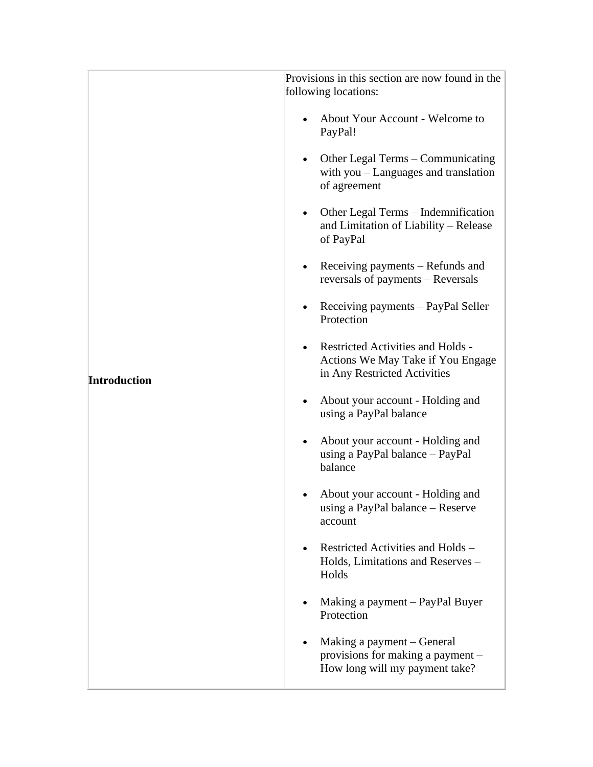| | |
|---|---|
| **Introduction** | Provisions in this section are now found in the following locations:<br><br>• About Your Account - Welcome to PayPal!<br>• Other Legal Terms – Communicating with you – Languages and translation of agreement<br>• Other Legal Terms – Indemnification and Limitation of Liability – Release of PayPal<br>• Receiving payments – Refunds and reversals of payments – Reversals<br>• Receiving payments – PayPal Seller Protection<br>• Restricted Activities and Holds - Actions We May Take if You Engage in Any Restricted Activities<br>• About your account - Holding and using a PayPal balance<br>• About your account - Holding and using a PayPal balance – PayPal balance<br>• About your account - Holding and using a PayPal balance – Reserve account<br>• Restricted Activities and Holds – Holds, Limitations and Reserves – Holds<br>• Making a payment – PayPal Buyer Protection<br>• Making a payment – General provisions for making a payment – How long will my payment take? |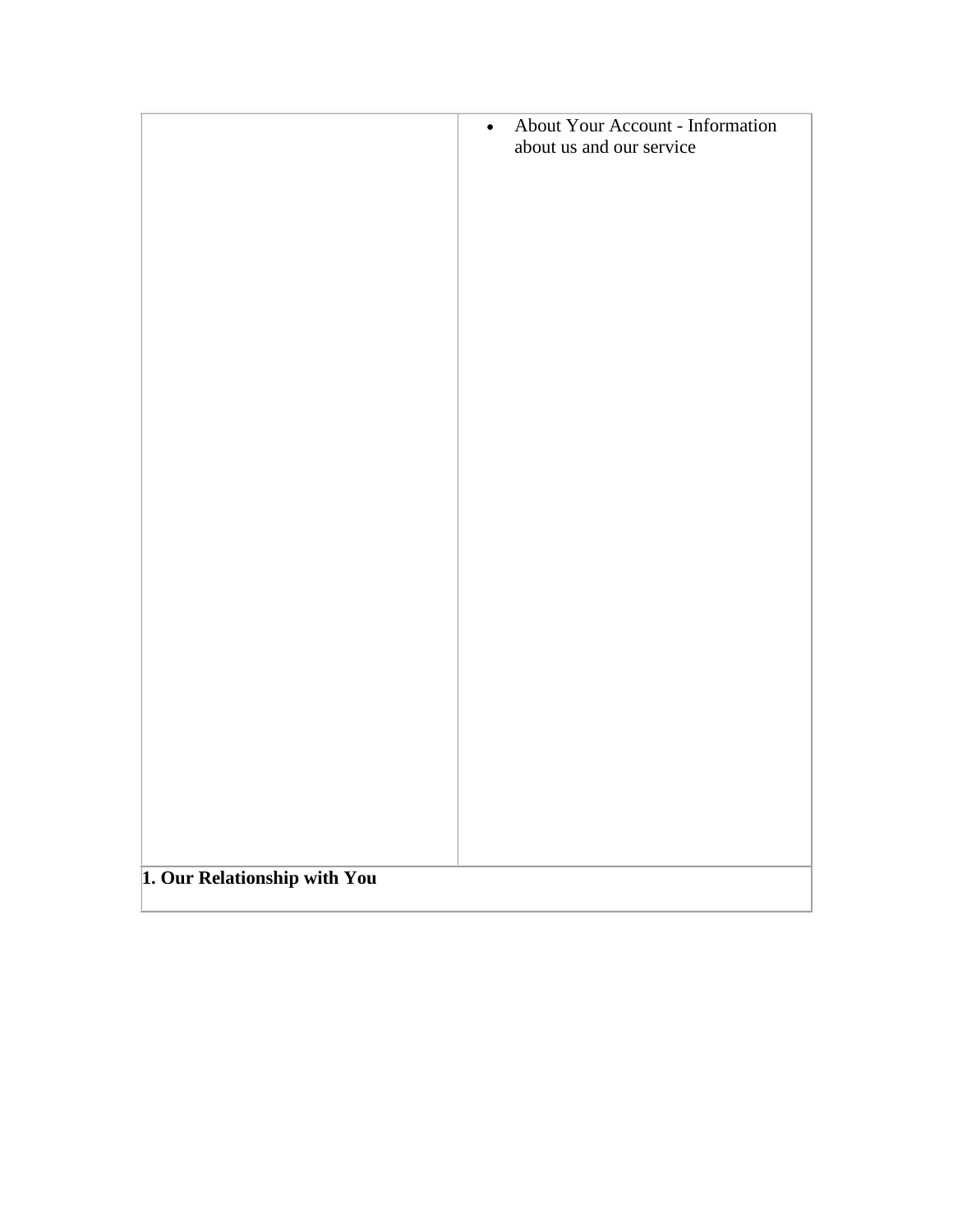| | |
|---|---|
| | - About Your Account - Information about us and our service |

**1. Our Relationship with You**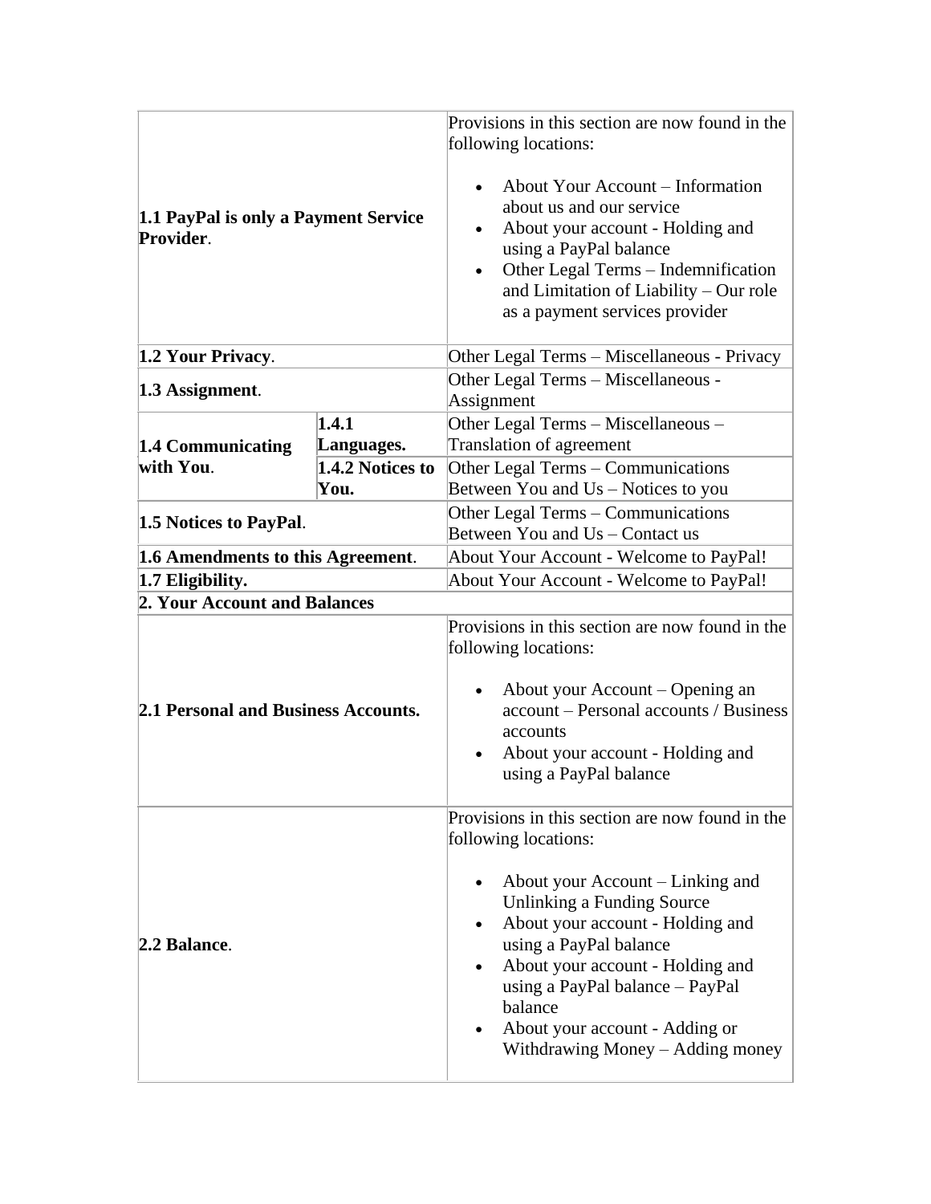| | | |
|---|---|---|
| **1.1 PayPal is only a Payment Service Provider**. | | Provisions in this section are now found in the following locations:<br><br>• About Your Account – Information about us and our service<br>• About your account - Holding and using a PayPal balance<br>• Other Legal Terms – Indemnification and Limitation of Liability – Our role as a payment services provider |
| **1.2 Your Privacy**. | | Other Legal Terms – Miscellaneous - Privacy |
| **1.3 Assignment**. | | Other Legal Terms – Miscellaneous - Assignment |
| **1.4 Communicating with You**. | **1.4.1 Languages.** | Other Legal Terms – Miscellaneous – Translation of agreement |
| | **1.4.2 Notices to You.** | Other Legal Terms – Communications Between You and Us – Notices to you |
| **1.5 Notices to PayPal**. | | Other Legal Terms – Communications Between You and Us – Contact us |
| **1.6 Amendments to this Agreement**. | | About Your Account - Welcome to PayPal! |
| **1.7 Eligibility.** | | About Your Account - Welcome to PayPal! |
| **2. Your Account and Balances** | | |
| **2.1 Personal and Business Accounts.** | | Provisions in this section are now found in the following locations:<br><br>• About your Account – Opening an account – Personal accounts / Business accounts<br>• About your account - Holding and using a PayPal balance |
| **2.2 Balance**. | | Provisions in this section are now found in the following locations:<br><br>• About your Account – Linking and Unlinking a Funding Source<br>• About your account - Holding and using a PayPal balance<br>• About your account - Holding and using a PayPal balance – PayPal balance<br>• About your account - Adding or Withdrawing Money – Adding money |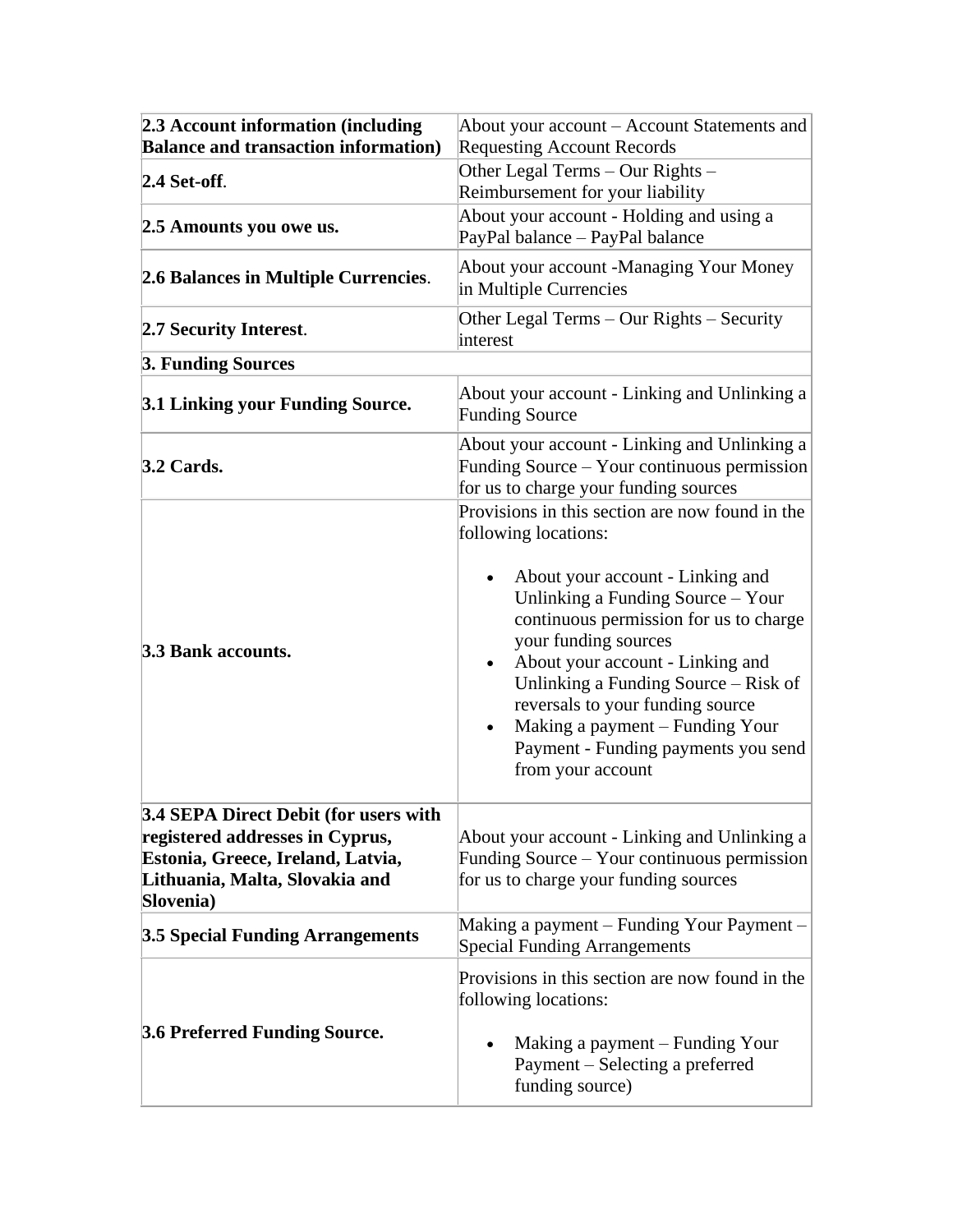| | |
|---|---|
| **2.3 Account information (including Balance and transaction information)** | About your account – Account Statements and Requesting Account Records |
| **2.4 Set-off**. | Other Legal Terms – Our Rights – Reimbursement for your liability |
| **2.5 Amounts you owe us.** | About your account - Holding and using a PayPal balance – PayPal balance |
| **2.6 Balances in Multiple Currencies**. | About your account -Managing Your Money in Multiple Currencies |
| **2.7 Security Interest**. | Other Legal Terms – Our Rights – Security interest |
| **3. Funding Sources** | |
| **3.1 Linking your Funding Source.** | About your account - Linking and Unlinking a Funding Source |
| **3.2 Cards.** | About your account - Linking and Unlinking a Funding Source – Your continuous permission for us to charge your funding sources |
| **3.3 Bank accounts.** | Provisions in this section are now found in the following locations:<br><br>• About your account - Linking and Unlinking a Funding Source – Your continuous permission for us to charge your funding sources<br>• About your account - Linking and Unlinking a Funding Source – Risk of reversals to your funding source<br>• Making a payment – Funding Your Payment - Funding payments you send from your account |
| **3.4 SEPA Direct Debit (for users with registered addresses in Cyprus, Estonia, Greece, Ireland, Latvia, Lithuania, Malta, Slovakia and Slovenia)** | About your account - Linking and Unlinking a Funding Source – Your continuous permission for us to charge your funding sources |
| **3.5 Special Funding Arrangements** | Making a payment – Funding Your Payment – Special Funding Arrangements |
| **3.6 Preferred Funding Source.** | Provisions in this section are now found in the following locations:<br><br>• Making a payment – Funding Your Payment – Selecting a preferred funding source) |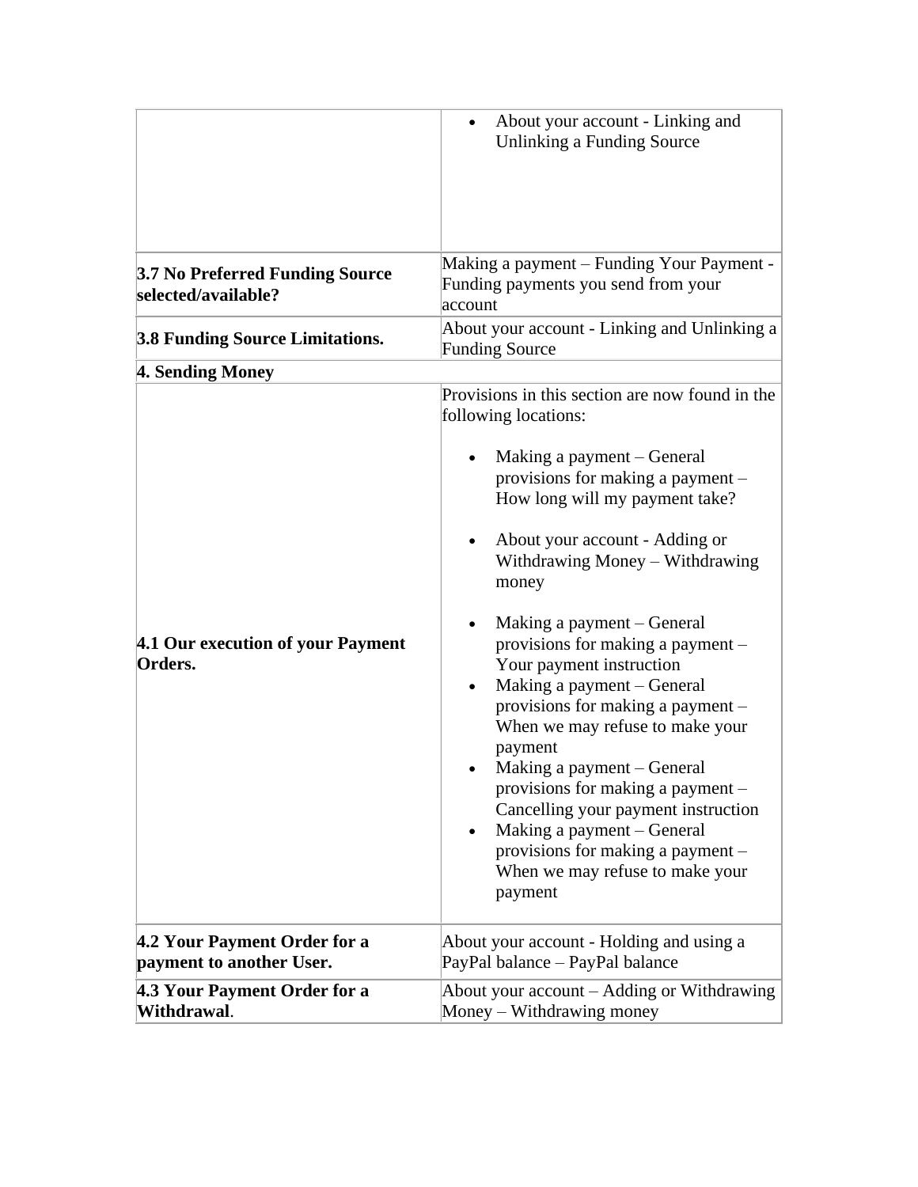| | |
|---|---|
| | • About your account - Linking and Unlinking a Funding Source |
| **3.7 No Preferred Funding Source selected/available?** | Making a payment – Funding Your Payment - Funding payments you send from your account |
| **3.8 Funding Source Limitations.** | About your account - Linking and Unlinking a Funding Source |
| **4. Sending Money** | |
| **4.1 Our execution of your Payment Orders.** | Provisions in this section are now found in the following locations:<br><br>• Making a payment – General provisions for making a payment – How long will my payment take?<br><br>• About your account - Adding or Withdrawing Money – Withdrawing money<br><br>• Making a payment – General provisions for making a payment – Your payment instruction<br>• Making a payment – General provisions for making a payment – When we may refuse to make your payment<br>• Making a payment – General provisions for making a payment – Cancelling your payment instruction<br>• Making a payment – General provisions for making a payment – When we may refuse to make your payment |
| **4.2 Your Payment Order for a payment to another User.** | About your account - Holding and using a PayPal balance – PayPal balance |
| **4.3 Your Payment Order for a Withdrawal**. | About your account – Adding or Withdrawing Money – Withdrawing money |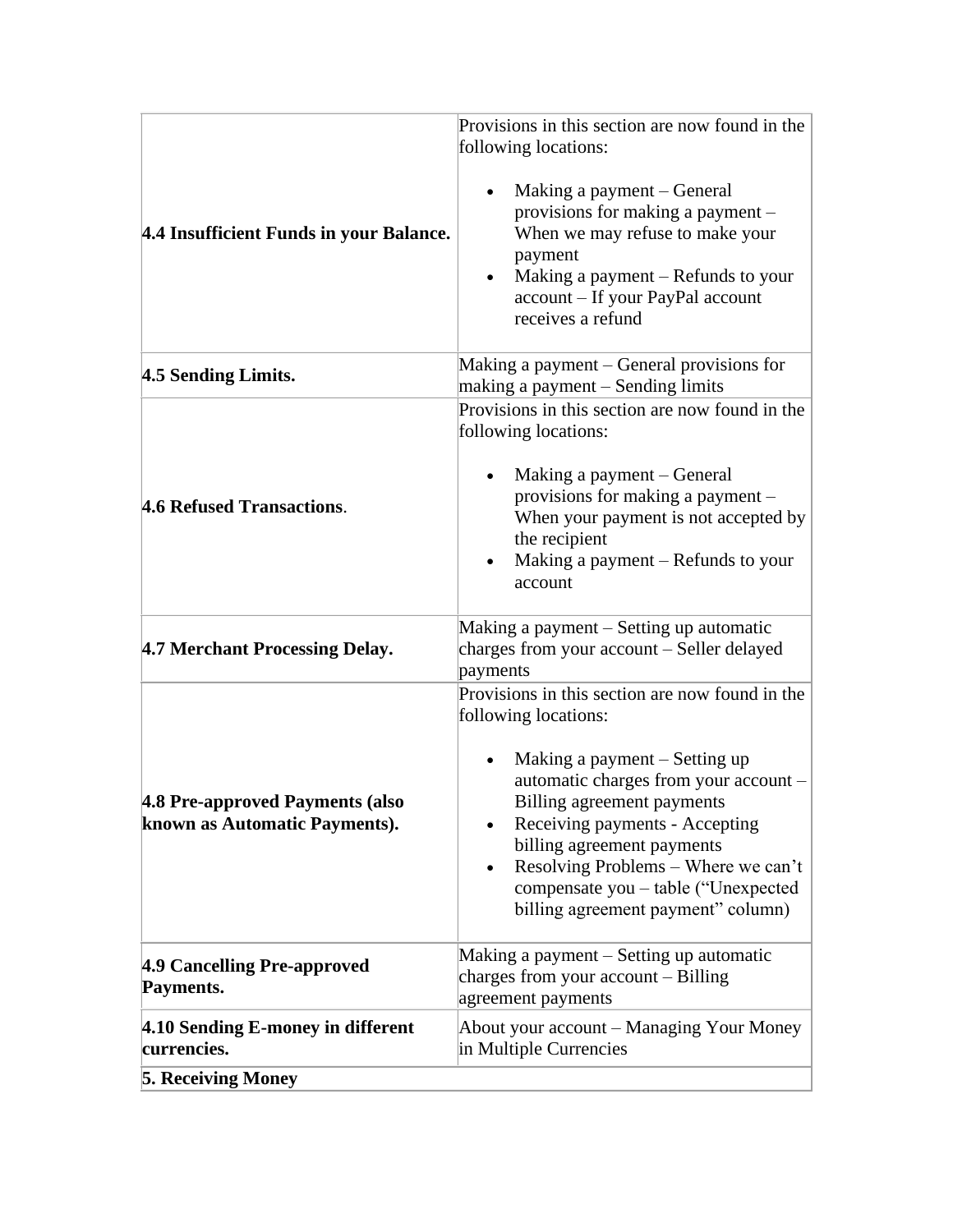| | |
|---|---|
| **4.4 Insufficient Funds in your Balance.** | Provisions in this section are now found in the following locations:<br><br>• Making a payment – General provisions for making a payment – When we may refuse to make your payment<br>• Making a payment – Refunds to your account – If your PayPal account receives a refund |
| **4.5 Sending Limits.** | Making a payment – General provisions for making a payment – Sending limits |
| **4.6 Refused Transactions**. | Provisions in this section are now found in the following locations:<br><br>• Making a payment – General provisions for making a payment – When your payment is not accepted by the recipient<br>• Making a payment – Refunds to your account |
| **4.7 Merchant Processing Delay.** | Making a payment – Setting up automatic charges from your account – Seller delayed payments |
| **4.8 Pre-approved Payments (also known as Automatic Payments).** | Provisions in this section are now found in the following locations:<br><br>• Making a payment – Setting up automatic charges from your account – Billing agreement payments<br>• Receiving payments - Accepting billing agreement payments<br>• Resolving Problems – Where we can't compensate you – table ("Unexpected billing agreement payment" column) |
| **4.9 Cancelling Pre-approved Payments.** | Making a payment – Setting up automatic charges from your account – Billing agreement payments |
| **4.10 Sending E-money in different currencies.** | About your account – Managing Your Money in Multiple Currencies |
| **5. Receiving Money** | |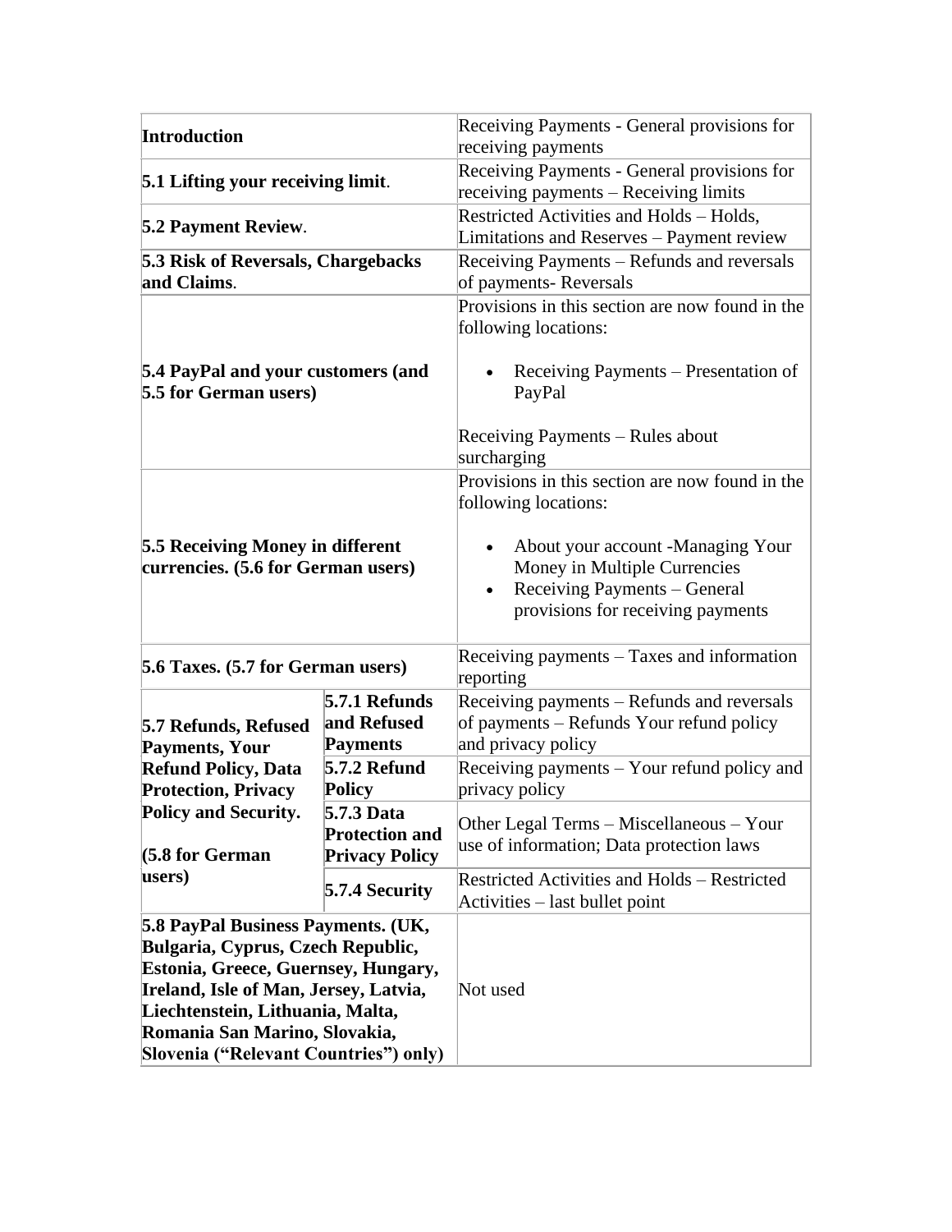| | | |
|---|---|---|
| **Introduction** | | Receiving Payments - General provisions for receiving payments |
| **5.1 Lifting your receiving limit**. | | Receiving Payments - General provisions for receiving payments – Receiving limits |
| **5.2 Payment Review**. | | Restricted Activities and Holds – Holds, Limitations and Reserves – Payment review |
| **5.3 Risk of Reversals, Chargebacks and Claims**. | | Receiving Payments – Refunds and reversals of payments- Reversals |
| **5.4 PayPal and your customers (and 5.5 for German users)** | | Provisions in this section are now found in the following locations:<br><br>• Receiving Payments – Presentation of PayPal<br><br>Receiving Payments – Rules about surcharging |
| **5.5 Receiving Money in different currencies. (5.6 for German users)** | | Provisions in this section are now found in the following locations:<br><br>• About your account -Managing Your Money in Multiple Currencies<br>• Receiving Payments – General provisions for receiving payments |
| **5.6 Taxes. (5.7 for German users)** | | Receiving payments – Taxes and information reporting |
| **5.7 Refunds, Refused Payments, Your Refund Policy, Data Protection, Privacy Policy and Security.**<br><br>**(5.8 for German users)** | **5.7.1 Refunds and Refused Payments** | Receiving payments – Refunds and reversals of payments – Refunds Your refund policy and privacy policy |
| | **5.7.2 Refund Policy** | Receiving payments – Your refund policy and privacy policy |
| | **5.7.3 Data Protection and Privacy Policy** | Other Legal Terms – Miscellaneous – Your use of information; Data protection laws |
| | **5.7.4 Security** | Restricted Activities and Holds – Restricted Activities – last bullet point |
| **5.8 PayPal Business Payments. (UK, Bulgaria, Cyprus, Czech Republic, Estonia, Greece, Guernsey, Hungary, Ireland, Isle of Man, Jersey, Latvia, Liechtenstein, Lithuania, Malta, Romania San Marino, Slovakia, Slovenia ("Relevant Countries") only)** | | Not used |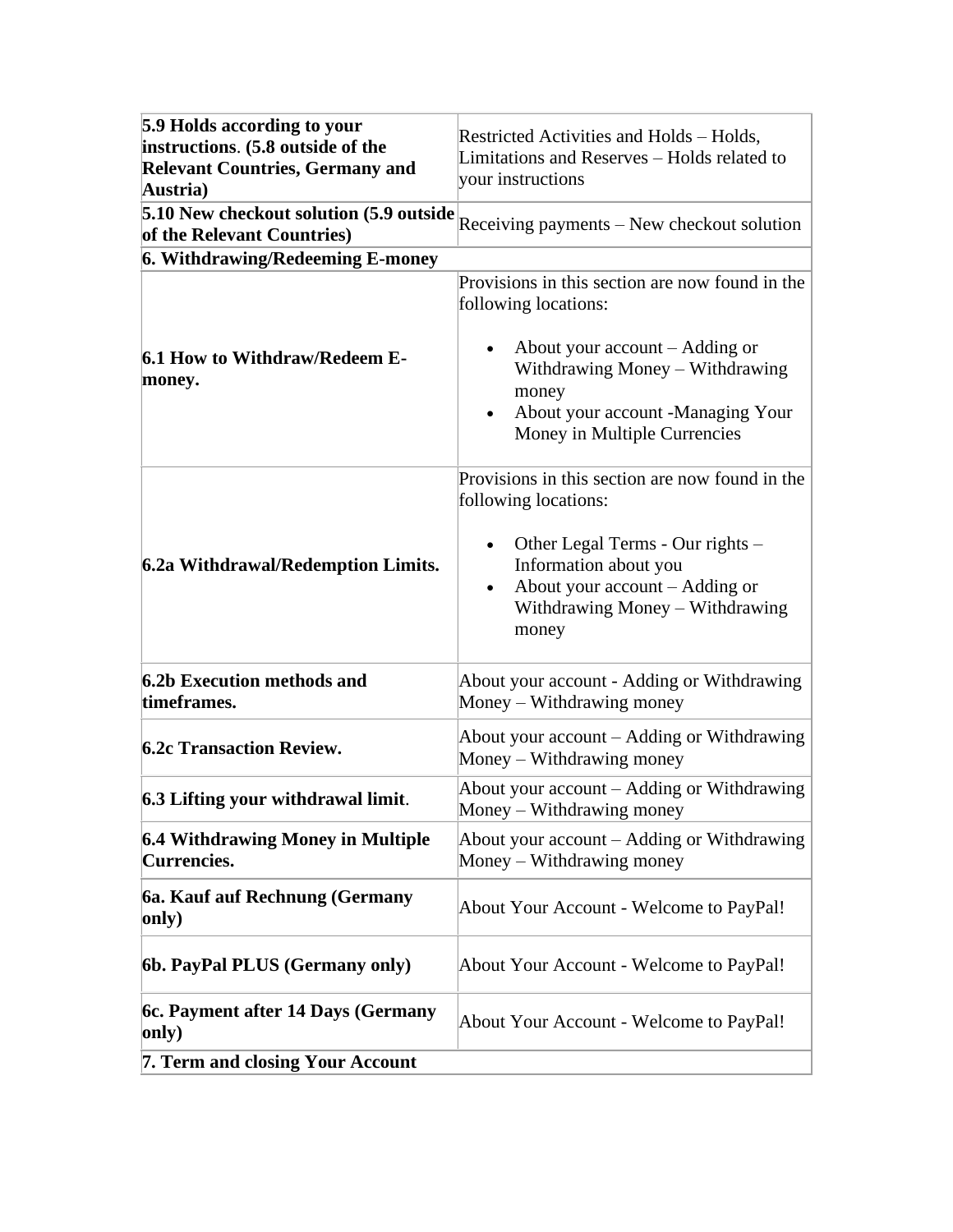| **5.9 Holds according to your instructions**. **(5.8 outside of the Relevant Countries, Germany and Austria)** | Restricted Activities and Holds – Holds, Limitations and Reserves – Holds related to your instructions |
|---|---|
| **5.10 New checkout solution (5.9 outside of the Relevant Countries)** | Receiving payments – New checkout solution |
| **6. Withdrawing/Redeeming E-money** | |
| **6.1 How to Withdraw/Redeem E-money.** | Provisions in this section are now found in the following locations:<br><br>• About your account – Adding or Withdrawing Money – Withdrawing money<br>• About your account -Managing Your Money in Multiple Currencies |
| **6.2a Withdrawal/Redemption Limits.** | Provisions in this section are now found in the following locations:<br><br>• Other Legal Terms - Our rights – Information about you<br>• About your account – Adding or Withdrawing Money – Withdrawing money |
| **6.2b Execution methods and timeframes.** | About your account - Adding or Withdrawing Money – Withdrawing money |
| **6.2c Transaction Review.** | About your account – Adding or Withdrawing Money – Withdrawing money |
| **6.3 Lifting your withdrawal limit**. | About your account – Adding or Withdrawing Money – Withdrawing money |
| **6.4 Withdrawing Money in Multiple Currencies.** | About your account – Adding or Withdrawing Money – Withdrawing money |
| **6a. Kauf auf Rechnung (Germany only)** | About Your Account - Welcome to PayPal! |
| **6b. PayPal PLUS (Germany only)** | About Your Account - Welcome to PayPal! |
| **6c. Payment after 14 Days (Germany only)** | About Your Account - Welcome to PayPal! |
| **7. Term and closing Your Account** | |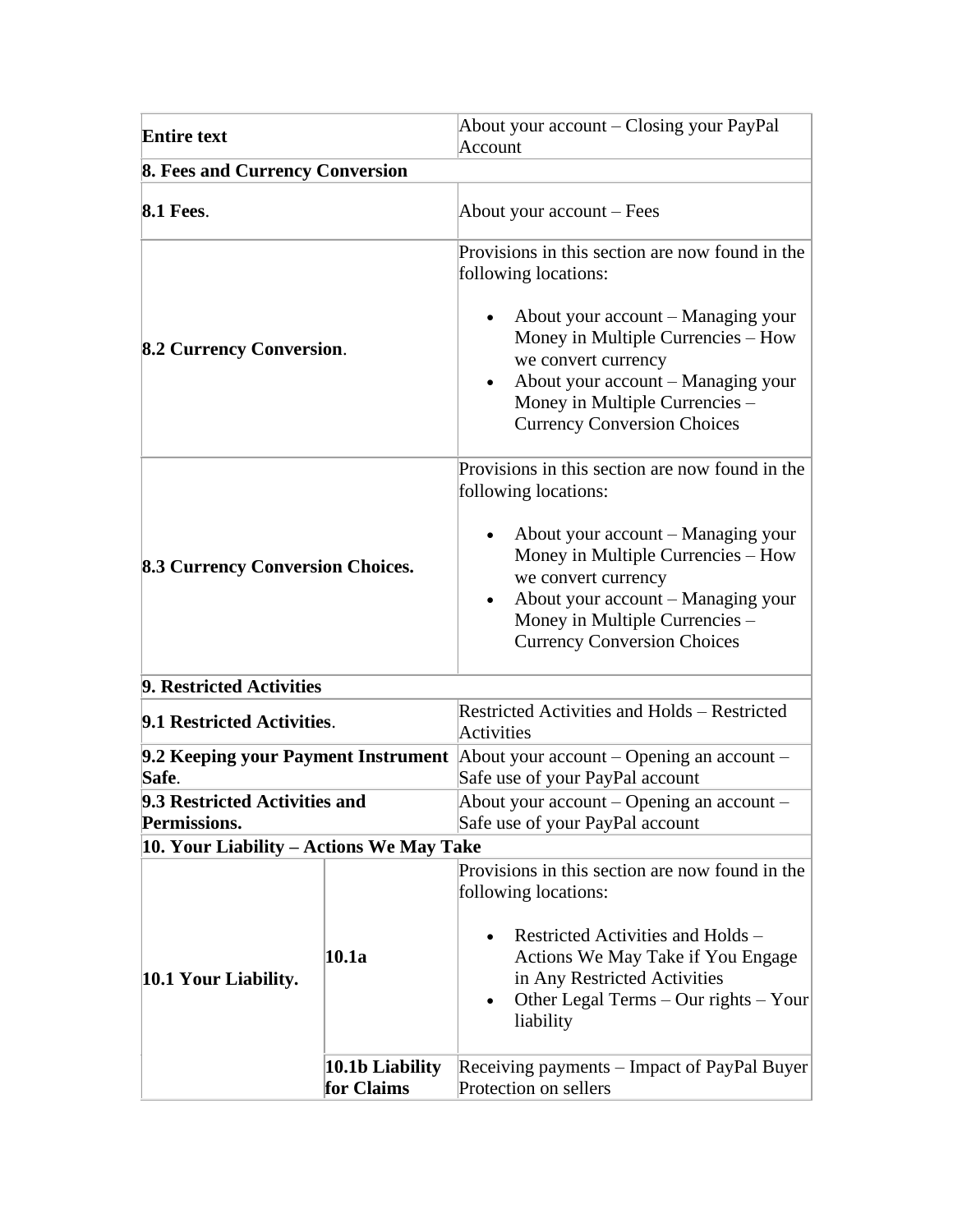| | | |
|---|---|---|
| **Entire text** | | About your account – Closing your PayPal Account |
| **8. Fees and Currency Conversion** | | |
| **8.1 Fees**. | | About your account – Fees |
| **8.2 Currency Conversion**. | | Provisions in this section are now found in the following locations:<br><br>• About your account – Managing your Money in Multiple Currencies – How we convert currency<br>• About your account – Managing your Money in Multiple Currencies – Currency Conversion Choices |
| **8.3 Currency Conversion Choices.** | | Provisions in this section are now found in the following locations:<br><br>• About your account – Managing your Money in Multiple Currencies – How we convert currency<br>• About your account – Managing your Money in Multiple Currencies – Currency Conversion Choices |
| **9. Restricted Activities** | | |
| **9.1 Restricted Activities**. | | Restricted Activities and Holds – Restricted Activities |
| **9.2 Keeping your Payment Instrument Safe**. | | About your account – Opening an account – Safe use of your PayPal account |
| **9.3 Restricted Activities and Permissions.** | | About your account – Opening an account – Safe use of your PayPal account |
| **10. Your Liability – Actions We May Take** | | |
| **10.1 Your Liability.** | **10.1a** | Provisions in this section are now found in the following locations:<br><br>• Restricted Activities and Holds – Actions We May Take if You Engage in Any Restricted Activities<br>• Other Legal Terms – Our rights – Your liability |
| | **10.1b Liability for Claims** | Receiving payments – Impact of PayPal Buyer Protection on sellers |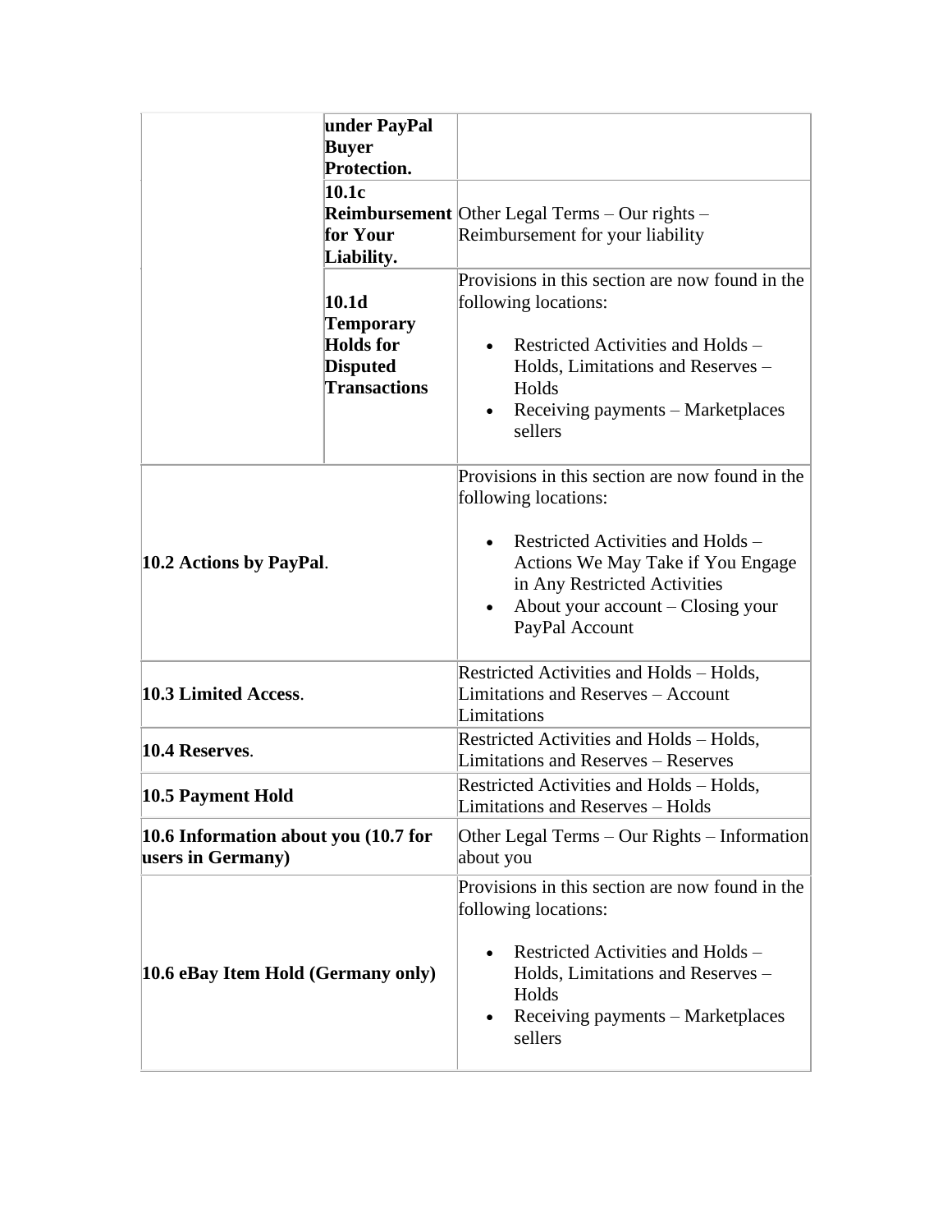| | | |
|---|---|---|
| | **under PayPal Buyer Protection.** | |
| | **10.1c Reimbursement for Your Liability.** | Other Legal Terms – Our rights – Reimbursement for your liability |
| | **10.1d Temporary Holds for Disputed Transactions** | Provisions in this section are now found in the following locations:<br><br>• Restricted Activities and Holds – Holds, Limitations and Reserves – Holds<br>• Receiving payments – Marketplaces sellers |
| **10.2 Actions by PayPal**. | | Provisions in this section are now found in the following locations:<br><br>• Restricted Activities and Holds – Actions We May Take if You Engage in Any Restricted Activities<br>• About your account – Closing your PayPal Account |
| **10.3 Limited Access**. | | Restricted Activities and Holds – Holds, Limitations and Reserves – Account Limitations |
| **10.4 Reserves**. | | Restricted Activities and Holds – Holds, Limitations and Reserves – Reserves |
| **10.5 Payment Hold** | | Restricted Activities and Holds – Holds, Limitations and Reserves – Holds |
| **10.6 Information about you (10.7 for users in Germany)** | | Other Legal Terms – Our Rights – Information about you |
| **10.6 eBay Item Hold (Germany only)** | | Provisions in this section are now found in the following locations:<br><br>• Restricted Activities and Holds – Holds, Limitations and Reserves – Holds<br>• Receiving payments – Marketplaces sellers |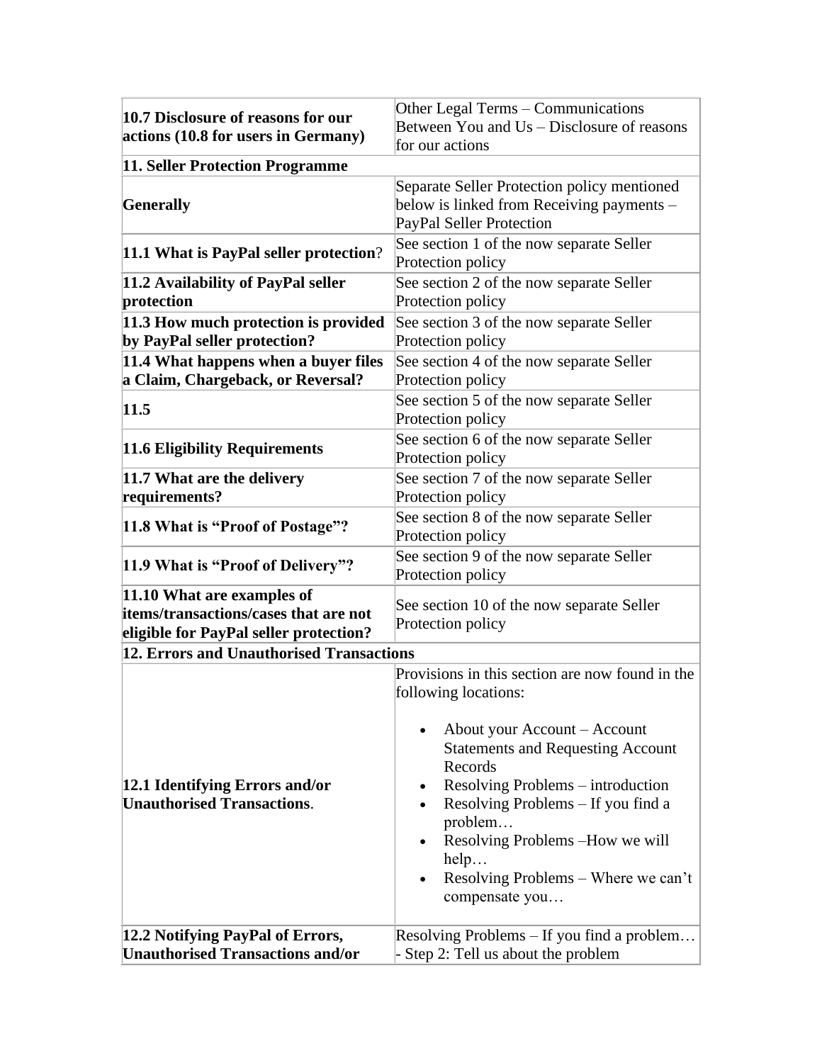| | |
|---|---|
| **10.7 Disclosure of reasons for our actions (10.8 for users in Germany)** | Other Legal Terms – Communications Between You and Us – Disclosure of reasons for our actions |
| **11. Seller Protection Programme** | |
| **Generally** | Separate Seller Protection policy mentioned below is linked from Receiving payments – PayPal Seller Protection |
| **11.1 What is PayPal seller protection**? | See section 1 of the now separate Seller Protection policy |
| **11.2 Availability of PayPal seller protection** | See section 2 of the now separate Seller Protection policy |
| **11.3 How much protection is provided by PayPal seller protection?** | See section 3 of the now separate Seller Protection policy |
| **11.4 What happens when a buyer files a Claim, Chargeback, or Reversal?** | See section 4 of the now separate Seller Protection policy |
| **11.5** | See section 5 of the now separate Seller Protection policy |
| **11.6 Eligibility Requirements** | See section 6 of the now separate Seller Protection policy |
| **11.7 What are the delivery requirements?** | See section 7 of the now separate Seller Protection policy |
| **11.8 What is "Proof of Postage"?** | See section 8 of the now separate Seller Protection policy |
| **11.9 What is "Proof of Delivery"?** | See section 9 of the now separate Seller Protection policy |
| **11.10 What are examples of items/transactions/cases that are not eligible for PayPal seller protection?** | See section 10 of the now separate Seller Protection policy |
| **12. Errors and Unauthorised Transactions** | |
| **12.1 Identifying Errors and/or Unauthorised Transactions**. | Provisions in this section are now found in the following locations:<br>• About your Account – Account Statements and Requesting Account Records<br>• Resolving Problems – introduction<br>• Resolving Problems – If you find a problem…<br>• Resolving Problems –How we will help…<br>• Resolving Problems – Where we can't compensate you… |
| **12.2 Notifying PayPal of Errors, Unauthorised Transactions and/or** | Resolving Problems – If you find a problem… - Step 2: Tell us about the problem |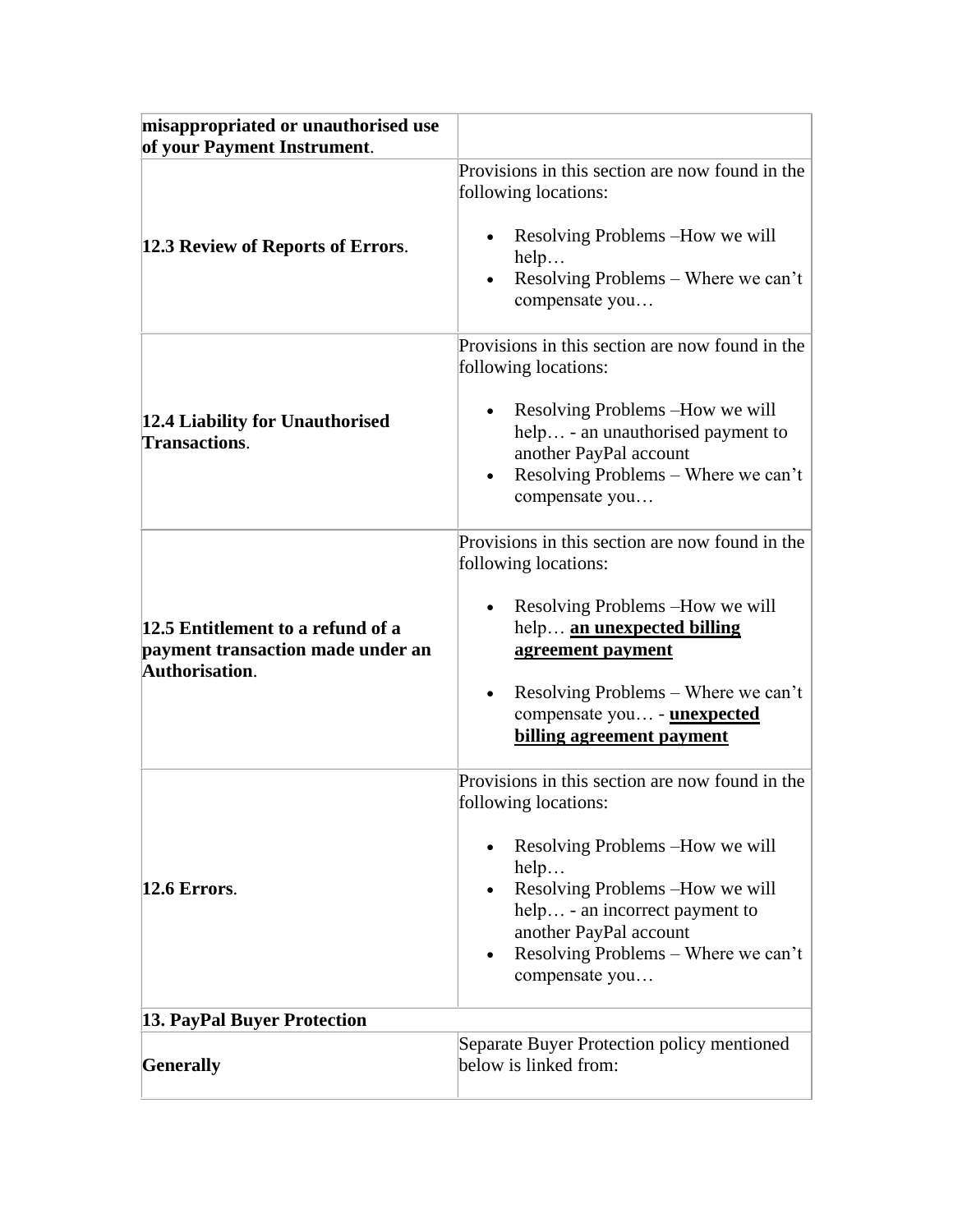| **misappropriated or unauthorised use of your Payment Instrument**. | |
|---|---|
| **12.3 Review of Reports of Errors**. | Provisions in this section are now found in the following locations:<br><br>• Resolving Problems –How we will help…<br>• Resolving Problems – Where we can't compensate you… |
| **12.4 Liability for Unauthorised Transactions**. | Provisions in this section are now found in the following locations:<br><br>• Resolving Problems –How we will help… - an unauthorised payment to another PayPal account<br>• Resolving Problems – Where we can't compensate you… |
| **12.5 Entitlement to a refund of a payment transaction made under an Authorisation**. | Provisions in this section are now found in the following locations:<br><br>• Resolving Problems –How we will help… **an unexpected billing agreement payment**<br><br>• Resolving Problems – Where we can't compensate you… - **unexpected billing agreement payment** |
| **12.6 Errors**. | Provisions in this section are now found in the following locations:<br><br>• Resolving Problems –How we will help…<br>• Resolving Problems –How we will help… - an incorrect payment to another PayPal account<br>• Resolving Problems – Where we can't compensate you… |
| **13. PayPal Buyer Protection** | |
| **Generally** | Separate Buyer Protection policy mentioned below is linked from: |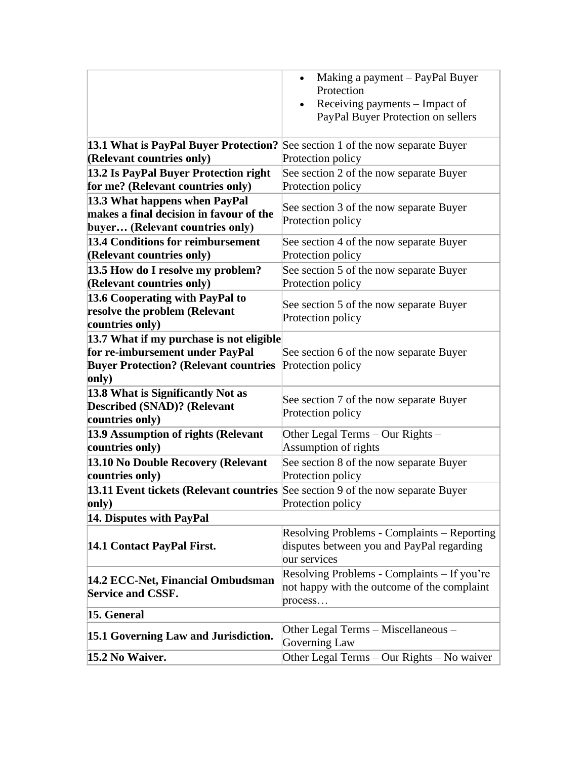| | |
|---|---|
| | • Making a payment – PayPal Buyer Protection<br>• Receiving payments – Impact of PayPal Buyer Protection on sellers |
| **13.1 What is PayPal Buyer Protection? (Relevant countries only)** | See section 1 of the now separate Buyer Protection policy |
| **13.2 Is PayPal Buyer Protection right for me? (Relevant countries only)** | See section 2 of the now separate Buyer Protection policy |
| **13.3 What happens when PayPal makes a final decision in favour of the buyer… (Relevant countries only)** | See section 3 of the now separate Buyer Protection policy |
| **13.4 Conditions for reimbursement (Relevant countries only)** | See section 4 of the now separate Buyer Protection policy |
| **13.5 How do I resolve my problem? (Relevant countries only)** | See section 5 of the now separate Buyer Protection policy |
| **13.6 Cooperating with PayPal to resolve the problem (Relevant countries only)** | See section 5 of the now separate Buyer Protection policy |
| **13.7 What if my purchase is not eligible for re-imbursement under PayPal Buyer Protection? (Relevant countries only)** | See section 6 of the now separate Buyer Protection policy |
| **13.8 What is Significantly Not as Described (SNAD)? (Relevant countries only)** | See section 7 of the now separate Buyer Protection policy |
| **13.9 Assumption of rights (Relevant countries only)** | Other Legal Terms – Our Rights – Assumption of rights |
| **13.10 No Double Recovery (Relevant countries only)** | See section 8 of the now separate Buyer Protection policy |
| **13.11 Event tickets (Relevant countries only)** | See section 9 of the now separate Buyer Protection policy |
| **14. Disputes with PayPal** | |
| **14.1 Contact PayPal First.** | Resolving Problems - Complaints – Reporting disputes between you and PayPal regarding our services |
| **14.2 ECC-Net, Financial Ombudsman Service and CSSF.** | Resolving Problems - Complaints – If you're not happy with the outcome of the complaint process… |
| **15. General** | |
| **15.1 Governing Law and Jurisdiction.** | Other Legal Terms – Miscellaneous – Governing Law |
| **15.2 No Waiver.** | Other Legal Terms – Our Rights – No waiver |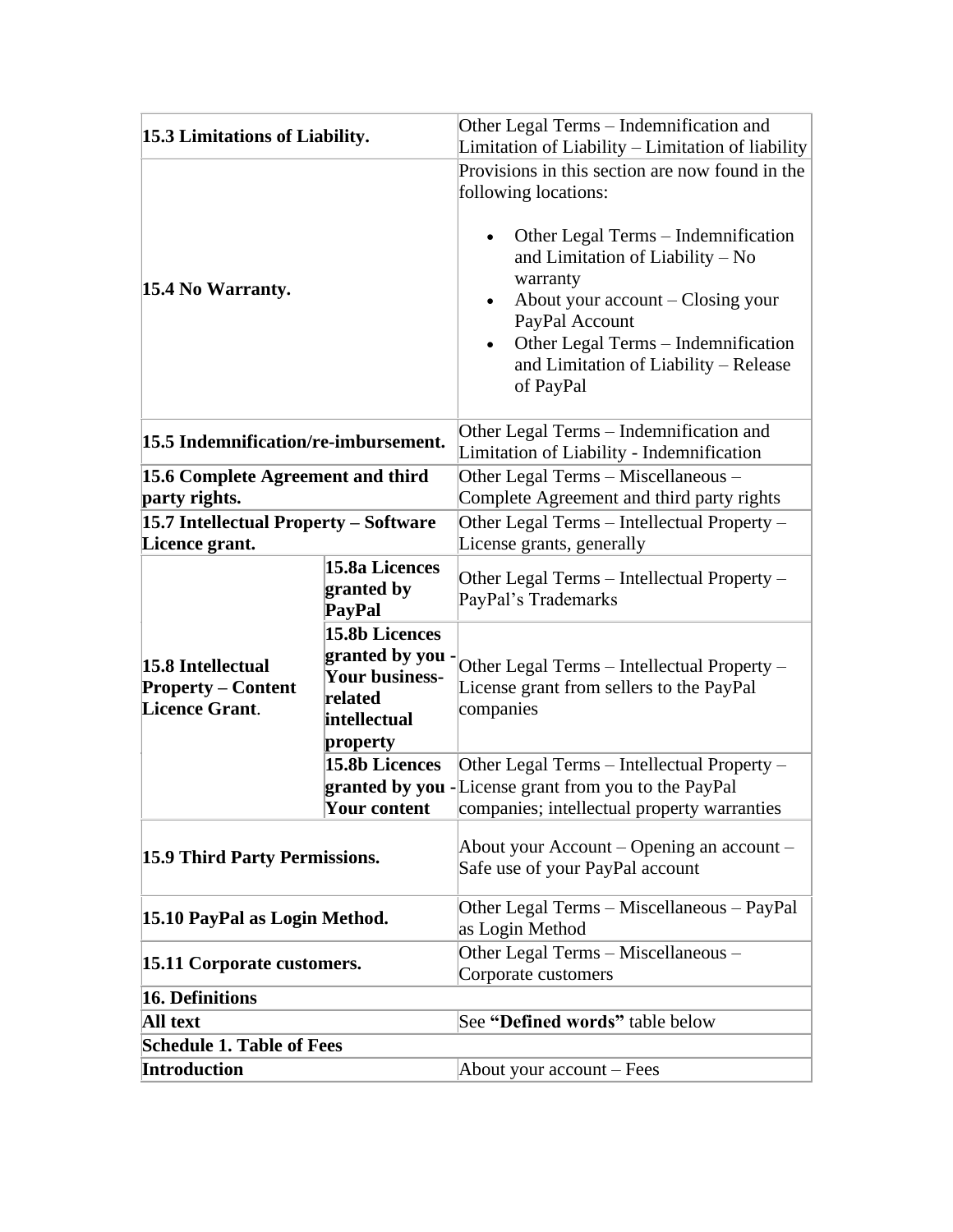| | | |
|---|---|---|
| **15.3 Limitations of Liability.** | | Other Legal Terms – Indemnification and Limitation of Liability – Limitation of liability |
| **15.4 No Warranty.** | | Provisions in this section are now found in the following locations:<br><br>• Other Legal Terms – Indemnification and Limitation of Liability – No warranty<br>• About your account – Closing your PayPal Account<br>• Other Legal Terms – Indemnification and Limitation of Liability – Release of PayPal |
| **15.5 Indemnification/re-imbursement.** | | Other Legal Terms – Indemnification and Limitation of Liability - Indemnification |
| **15.6 Complete Agreement and third party rights.** | | Other Legal Terms – Miscellaneous – Complete Agreement and third party rights |
| **15.7 Intellectual Property – Software Licence grant.** | | Other Legal Terms – Intellectual Property – License grants, generally |
| **15.8 Intellectual Property – Content Licence Grant**. | **15.8a Licences granted by PayPal** | Other Legal Terms – Intellectual Property – PayPal's Trademarks |
| | **15.8b Licences granted by you - Your business-related intellectual property** | Other Legal Terms – Intellectual Property – License grant from sellers to the PayPal companies |
| | **15.8b Licences granted by you - Your content** | Other Legal Terms – Intellectual Property – License grant from you to the PayPal companies; intellectual property warranties |
| **15.9 Third Party Permissions.** | | About your Account – Opening an account – Safe use of your PayPal account |
| **15.10 PayPal as Login Method.** | | Other Legal Terms – Miscellaneous – PayPal as Login Method |
| **15.11 Corporate customers.** | | Other Legal Terms – Miscellaneous – Corporate customers |
| **16. Definitions** | | |
| **All text** | | See **"Defined words"** table below |
| **Schedule 1. Table of Fees** | | |
| **Introduction** | | About your account – Fees |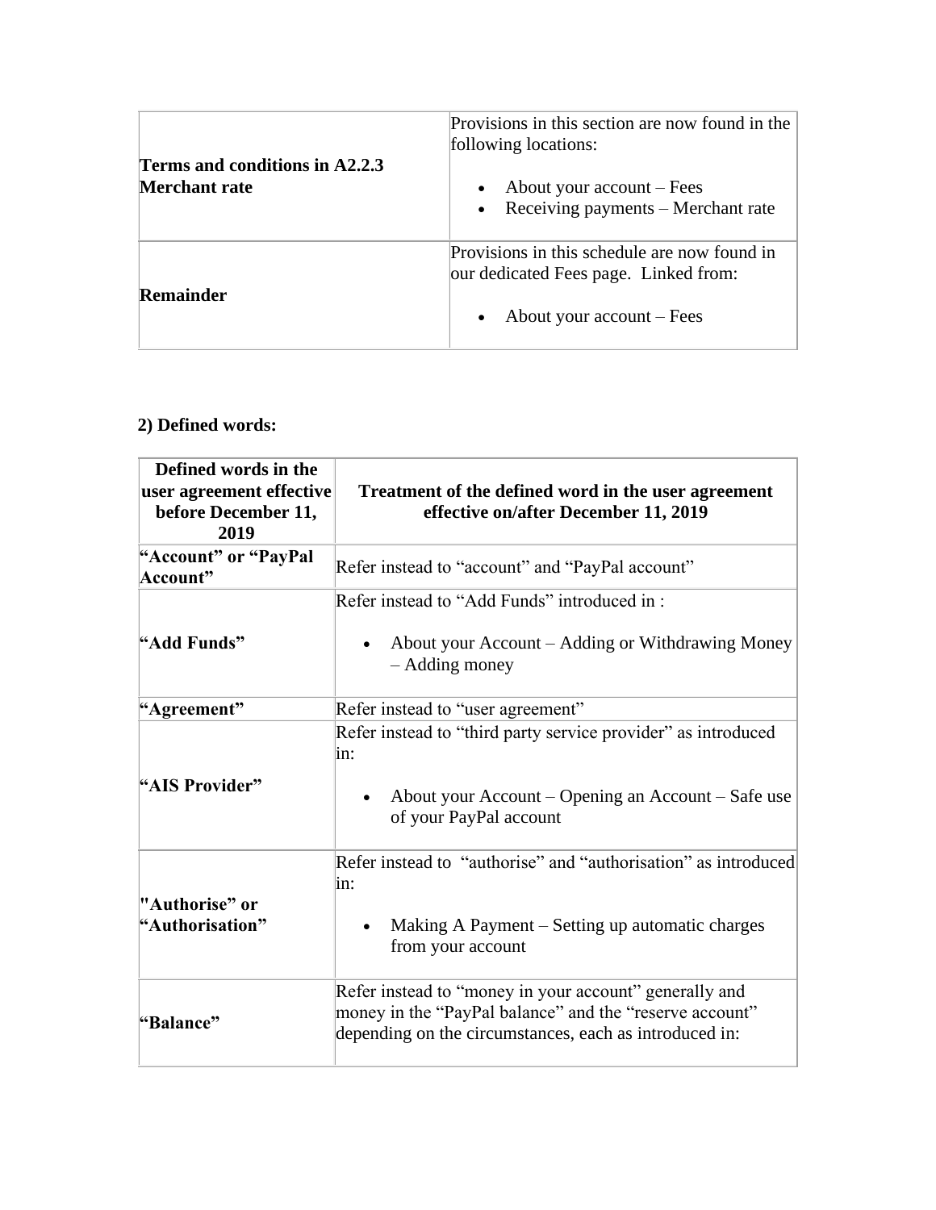| | |
|---|---|
| **Terms and conditions in A2.2.3 Merchant rate** | Provisions in this section are now found in the following locations:<br><br>• About your account – Fees<br>• Receiving payments – Merchant rate |
| **Remainder** | Provisions in this schedule are now found in our dedicated Fees page. Linked from:<br><br>• About your account – Fees |

**2) Defined words:**

| Defined words in the user agreement effective before December 11, 2019 | Treatment of the defined word in the user agreement effective on/after December 11, 2019 |
|---|---|
| **"Account" or "PayPal Account"** | Refer instead to "account" and "PayPal account" |
| **"Add Funds"** | Refer instead to "Add Funds" introduced in :<br><br>• About your Account – Adding or Withdrawing Money – Adding money |
| **"Agreement"** | Refer instead to "user agreement" |
| **"AIS Provider"** | Refer instead to "third party service provider" as introduced in:<br><br>• About your Account – Opening an Account – Safe use of your PayPal account |
| **"Authorise" or "Authorisation"** | Refer instead to "authorise" and "authorisation" as introduced in:<br><br>• Making A Payment – Setting up automatic charges from your account |
| **"Balance"** | Refer instead to "money in your account" generally and money in the "PayPal balance" and the "reserve account" depending on the circumstances, each as introduced in: |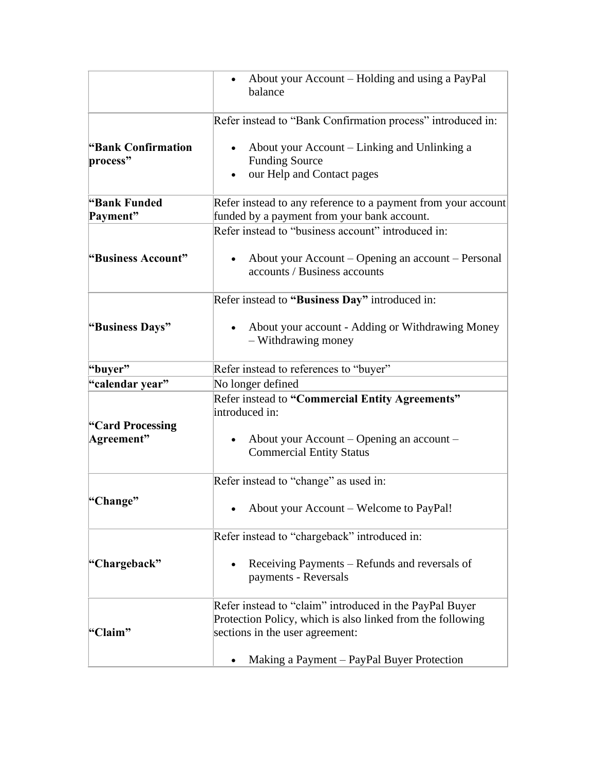| | |
|---|---|
| | • About your Account – Holding and using a PayPal balance |
| **"Bank Confirmation process"** | Refer instead to "Bank Confirmation process" introduced in:<br><br>• About your Account – Linking and Unlinking a Funding Source<br>• our Help and Contact pages |
| **"Bank Funded Payment"** | Refer instead to any reference to a payment from your account funded by a payment from your bank account. |
| **"Business Account"** | Refer instead to "business account" introduced in:<br><br>• About your Account – Opening an account – Personal accounts / Business accounts |
| **"Business Days"** | Refer instead to **"Business Day"** introduced in:<br><br>• About your account - Adding or Withdrawing Money – Withdrawing money |
| **"buyer"** | Refer instead to references to "buyer" |
| **"calendar year"** | No longer defined |
| **"Card Processing Agreement"** | Refer instead to **"Commercial Entity Agreements"** introduced in:<br><br>• About your Account – Opening an account – Commercial Entity Status |
| **"Change"** | Refer instead to "change" as used in:<br><br>• About your Account – Welcome to PayPal! |
| **"Chargeback"** | Refer instead to "chargeback" introduced in:<br><br>• Receiving Payments – Refunds and reversals of payments - Reversals |
| **"Claim"** | Refer instead to "claim" introduced in the PayPal Buyer Protection Policy, which is also linked from the following sections in the user agreement:<br><br>• Making a Payment – PayPal Buyer Protection |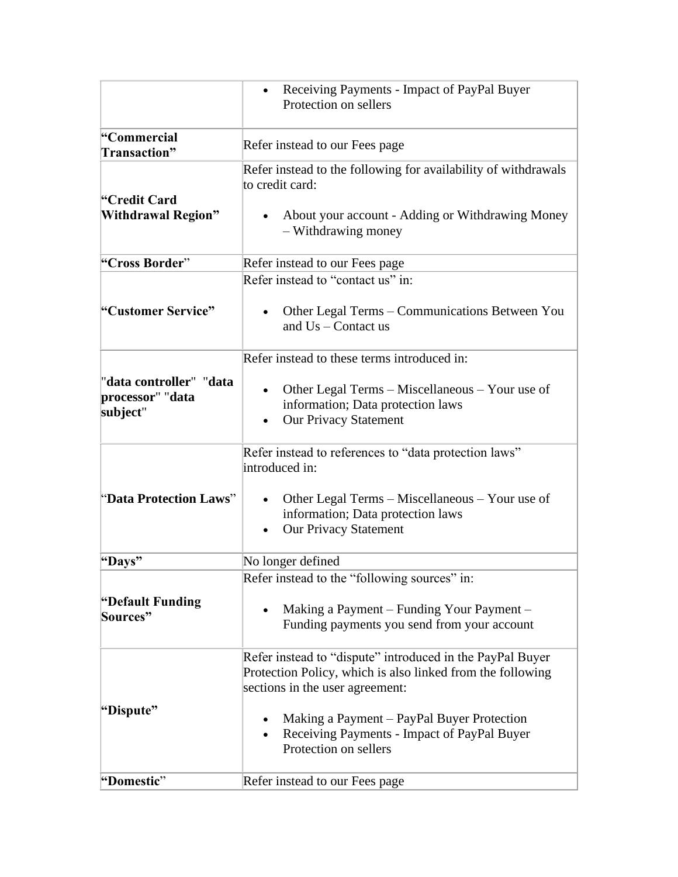| | |
|---|---|
| | • Receiving Payments - Impact of PayPal Buyer Protection on sellers |
| **"Commercial Transaction"** | Refer instead to our Fees page |
| **"Credit Card Withdrawal Region"** | Refer instead to the following for availability of withdrawals to credit card:<br><br>• About your account - Adding or Withdrawing Money – Withdrawing money |
| **"Cross Border"** | Refer instead to our Fees page |
| **"Customer Service"** | Refer instead to "contact us" in:<br><br>• Other Legal Terms – Communications Between You and Us – Contact us |
| "**data controller**" "**data processor**" "**data subject**" | Refer instead to these terms introduced in:<br><br>• Other Legal Terms – Miscellaneous – Your use of information; Data protection laws<br>• Our Privacy Statement |
| "**Data Protection Laws**" | Refer instead to references to "data protection laws" introduced in:<br><br>• Other Legal Terms – Miscellaneous – Your use of information; Data protection laws<br>• Our Privacy Statement |
| **"Days"** | No longer defined |
| **"Default Funding Sources"** | Refer instead to the "following sources" in:<br><br>• Making a Payment – Funding Your Payment – Funding payments you send from your account |
| **"Dispute"** | Refer instead to "dispute" introduced in the PayPal Buyer Protection Policy, which is also linked from the following sections in the user agreement:<br><br>• Making a Payment – PayPal Buyer Protection<br>• Receiving Payments - Impact of PayPal Buyer Protection on sellers |
| **"Domestic"** | Refer instead to our Fees page |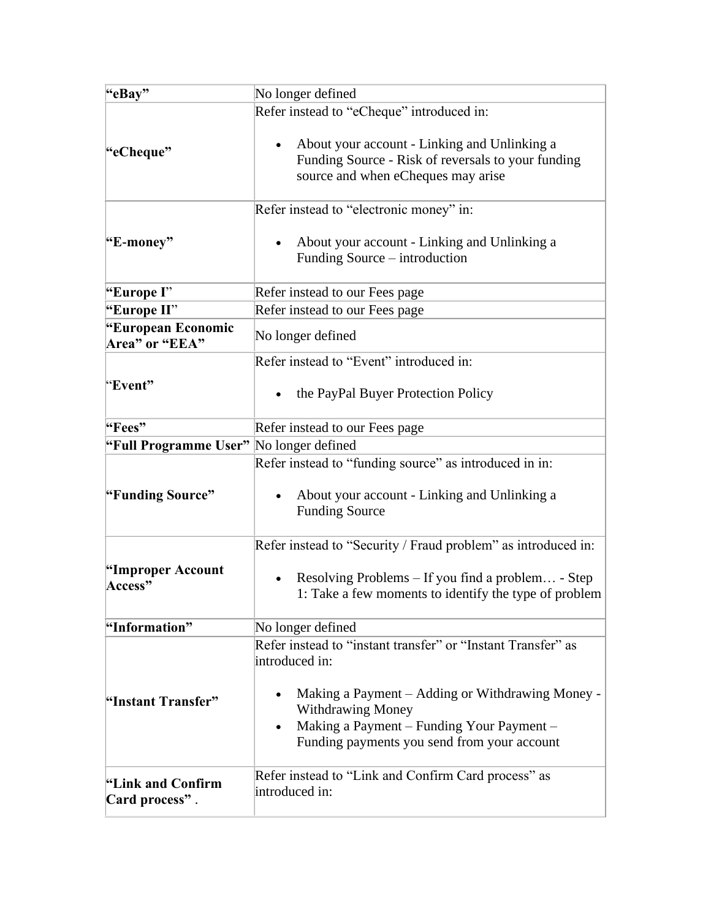| | |
|---|---|
| **“eBay”** | No longer defined |
| **“eCheque”** | Refer instead to “eCheque” introduced in:<br><br>• About your account - Linking and Unlinking a Funding Source - Risk of reversals to your funding source and when eCheques may arise |
| **“E-money”** | Refer instead to “electronic money” in:<br><br>• About your account - Linking and Unlinking a Funding Source – introduction |
| **“Europe I”** | Refer instead to our Fees page |
| **“Europe II”** | Refer instead to our Fees page |
| **“European Economic Area” or “EEA”** | No longer defined |
| **“Event”** | Refer instead to “Event” introduced in:<br><br>• the PayPal Buyer Protection Policy |
| **“Fees”** | Refer instead to our Fees page |
| **“Full Programme User”** | No longer defined |
| **“Funding Source”** | Refer instead to “funding source” as introduced in in:<br><br>• About your account - Linking and Unlinking a Funding Source |
| **“Improper Account Access”** | Refer instead to “Security / Fraud problem” as introduced in:<br><br>• Resolving Problems – If you find a problem… - Step 1: Take a few moments to identify the type of problem |
| **“Information”** | No longer defined |
| **“Instant Transfer”** | Refer instead to “instant transfer” or “Instant Transfer” as introduced in:<br><br>• Making a Payment – Adding or Withdrawing Money - Withdrawing Money<br>• Making a Payment – Funding Your Payment – Funding payments you send from your account |
| **“Link and Confirm Card process”** . | Refer instead to “Link and Confirm Card process” as introduced in: |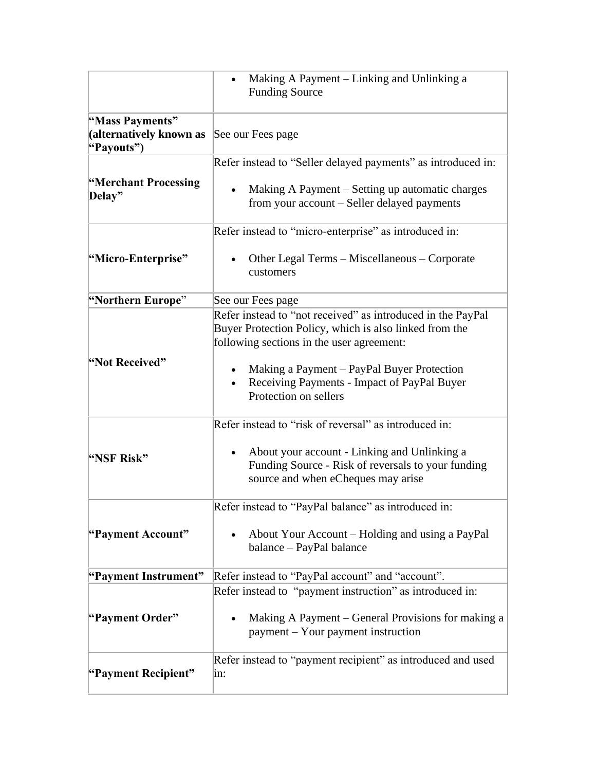| | |
|---|---|
| | • Making A Payment – Linking and Unlinking a Funding Source |
| **"Mass Payments" (alternatively known as "Payouts")** | See our Fees page |
| **"Merchant Processing Delay"** | Refer instead to "Seller delayed payments" as introduced in:<br>• Making A Payment – Setting up automatic charges from your account – Seller delayed payments |
| **"Micro-Enterprise"** | Refer instead to "micro-enterprise" as introduced in:<br>• Other Legal Terms – Miscellaneous – Corporate customers |
| **"Northern Europe"** | See our Fees page |
| **"Not Received"** | Refer instead to "not received" as introduced in the PayPal Buyer Protection Policy, which is also linked from the following sections in the user agreement:<br>• Making a Payment – PayPal Buyer Protection<br>• Receiving Payments - Impact of PayPal Buyer Protection on sellers |
| **"NSF Risk"** | Refer instead to "risk of reversal" as introduced in:<br>• About your account - Linking and Unlinking a Funding Source - Risk of reversals to your funding source and when eCheques may arise |
| **"Payment Account"** | Refer instead to "PayPal balance" as introduced in:<br>• About Your Account – Holding and using a PayPal balance – PayPal balance |
| **"Payment Instrument"** | Refer instead to "PayPal account" and "account". |
| **"Payment Order"** | Refer instead to "payment instruction" as introduced in:<br>• Making A Payment – General Provisions for making a payment – Your payment instruction |
| **"Payment Recipient"** | Refer instead to "payment recipient" as introduced and used in: |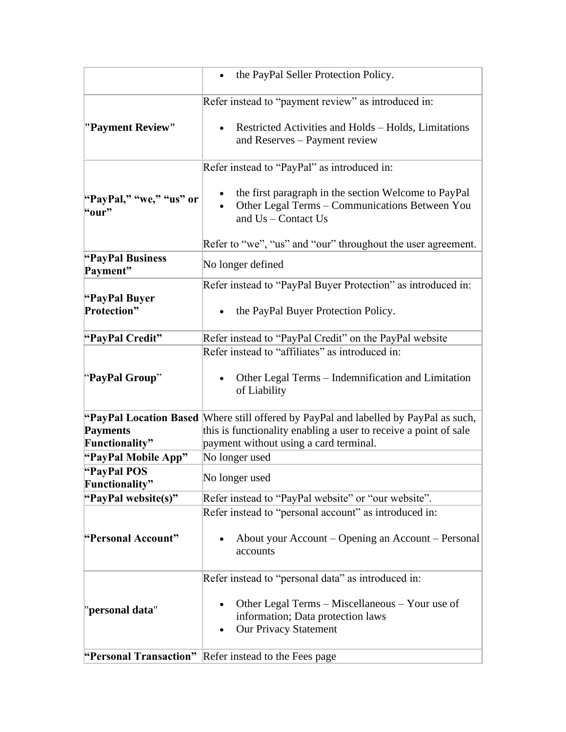| | |
|---|---|
| | • the PayPal Seller Protection Policy. |
| **"Payment Review"** | Refer instead to “payment review” as introduced in:<br><br>• Restricted Activities and Holds – Holds, Limitations and Reserves – Payment review |
| **“PayPal,” “we,” “us” or “our”** | Refer instead to “PayPal” as introduced in:<br><br>• the first paragraph in the section Welcome to PayPal<br>• Other Legal Terms – Communications Between You and Us – Contact Us<br><br>Refer to “we”, “us” and “our” throughout the user agreement. |
| **“PayPal Business Payment”** | No longer defined |
| **“PayPal Buyer Protection”** | Refer instead to “PayPal Buyer Protection” as introduced in:<br><br>• the PayPal Buyer Protection Policy. |
| **“PayPal Credit”** | Refer instead to “PayPal Credit” on the PayPal website |
| “**PayPal Group**” | Refer instead to “affiliates” as introduced in:<br><br>• Other Legal Terms – Indemnification and Limitation of Liability |
| **“PayPal Location Based Payments Functionality”** | Where still offered by PayPal and labelled by PayPal as such, this is functionality enabling a user to receive a point of sale payment without using a card terminal. |
| **“PayPal Mobile App”** | No longer used |
| **“PayPal POS Functionality”** | No longer used |
| **“PayPal website(s)”** | Refer instead to “PayPal website” or “our website”. |
| **“Personal Account”** | Refer instead to “personal account” as introduced in:<br><br>• About your Account – Opening an Account – Personal accounts |
| "**personal data**" | Refer instead to “personal data” as introduced in:<br><br>• Other Legal Terms – Miscellaneous – Your use of information; Data protection laws<br>• Our Privacy Statement |
| **“Personal Transaction”** | Refer instead to the Fees page |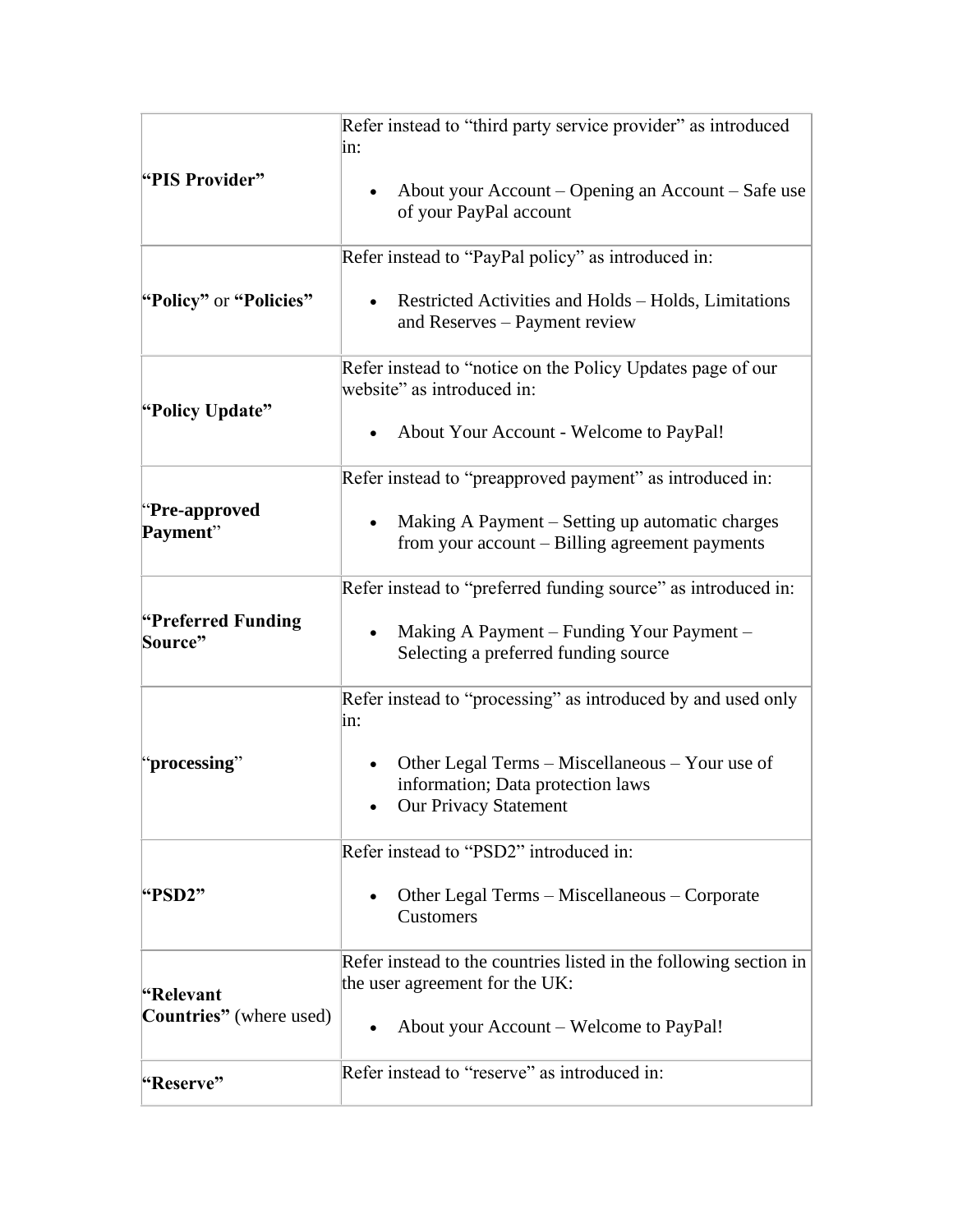| | |
|---|---|
| **"PIS Provider"** | Refer instead to "third party service provider" as introduced in:<br><br>• About your Account – Opening an Account – Safe use of your PayPal account |
| **"Policy"** or **"Policies"** | Refer instead to "PayPal policy" as introduced in:<br><br>• Restricted Activities and Holds – Holds, Limitations and Reserves – Payment review |
| **"Policy Update"** | Refer instead to "notice on the Policy Updates page of our website" as introduced in:<br><br>• About Your Account - Welcome to PayPal! |
| "**Pre-approved Payment**" | Refer instead to "preapproved payment" as introduced in:<br><br>• Making A Payment – Setting up automatic charges from your account – Billing agreement payments |
| **"Preferred Funding Source"** | Refer instead to "preferred funding source" as introduced in:<br><br>• Making A Payment – Funding Your Payment – Selecting a preferred funding source |
| "**processing**" | Refer instead to "processing" as introduced by and used only in:<br><br>• Other Legal Terms – Miscellaneous – Your use of information; Data protection laws<br>• Our Privacy Statement |
| **"PSD2"** | Refer instead to "PSD2" introduced in:<br><br>• Other Legal Terms – Miscellaneous – Corporate Customers |
| **"Relevant Countries"** (where used) | Refer instead to the countries listed in the following section in the user agreement for the UK:<br><br>• About your Account – Welcome to PayPal! |
| **"Reserve"** | Refer instead to "reserve" as introduced in: |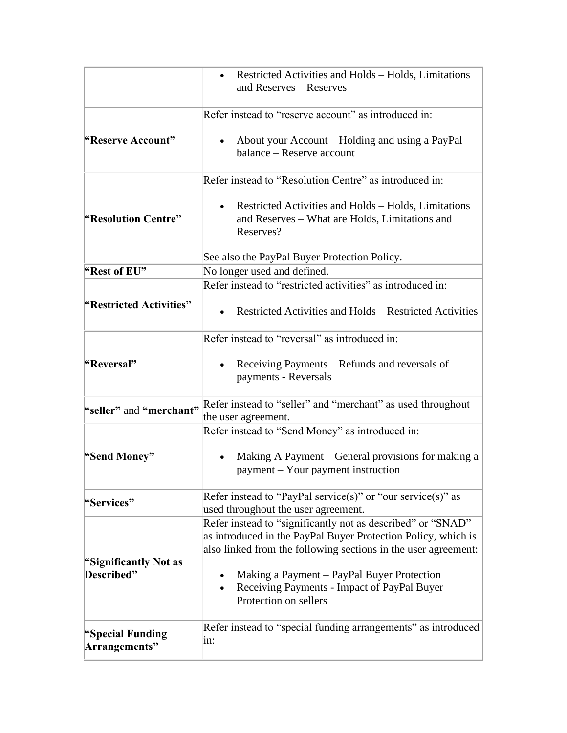| | |
|---|---|
| | • Restricted Activities and Holds – Holds, Limitations and Reserves – Reserves |
| **"Reserve Account"** | Refer instead to "reserve account" as introduced in:<br><br>• About your Account – Holding and using a PayPal balance – Reserve account |
| **"Resolution Centre"** | Refer instead to "Resolution Centre" as introduced in:<br><br>• Restricted Activities and Holds – Holds, Limitations and Reserves – What are Holds, Limitations and Reserves?<br><br>See also the PayPal Buyer Protection Policy. |
| **"Rest of EU"** | No longer used and defined. |
| **"Restricted Activities"** | Refer instead to "restricted activities" as introduced in:<br><br>• Restricted Activities and Holds – Restricted Activities |
| **"Reversal"** | Refer instead to "reversal" as introduced in:<br><br>• Receiving Payments – Refunds and reversals of payments - Reversals |
| **"seller"** and **"merchant"** | Refer instead to "seller" and "merchant" as used throughout the user agreement. |
| **"Send Money"** | Refer instead to "Send Money" as introduced in:<br><br>• Making A Payment – General provisions for making a payment – Your payment instruction |
| **"Services"** | Refer instead to "PayPal service(s)" or "our service(s)" as used throughout the user agreement. |
| **"Significantly Not as Described"** | Refer instead to "significantly not as described" or "SNAD" as introduced in the PayPal Buyer Protection Policy, which is also linked from the following sections in the user agreement:<br><br>• Making a Payment – PayPal Buyer Protection<br>• Receiving Payments - Impact of PayPal Buyer Protection on sellers |
| **"Special Funding Arrangements"** | Refer instead to "special funding arrangements" as introduced in: |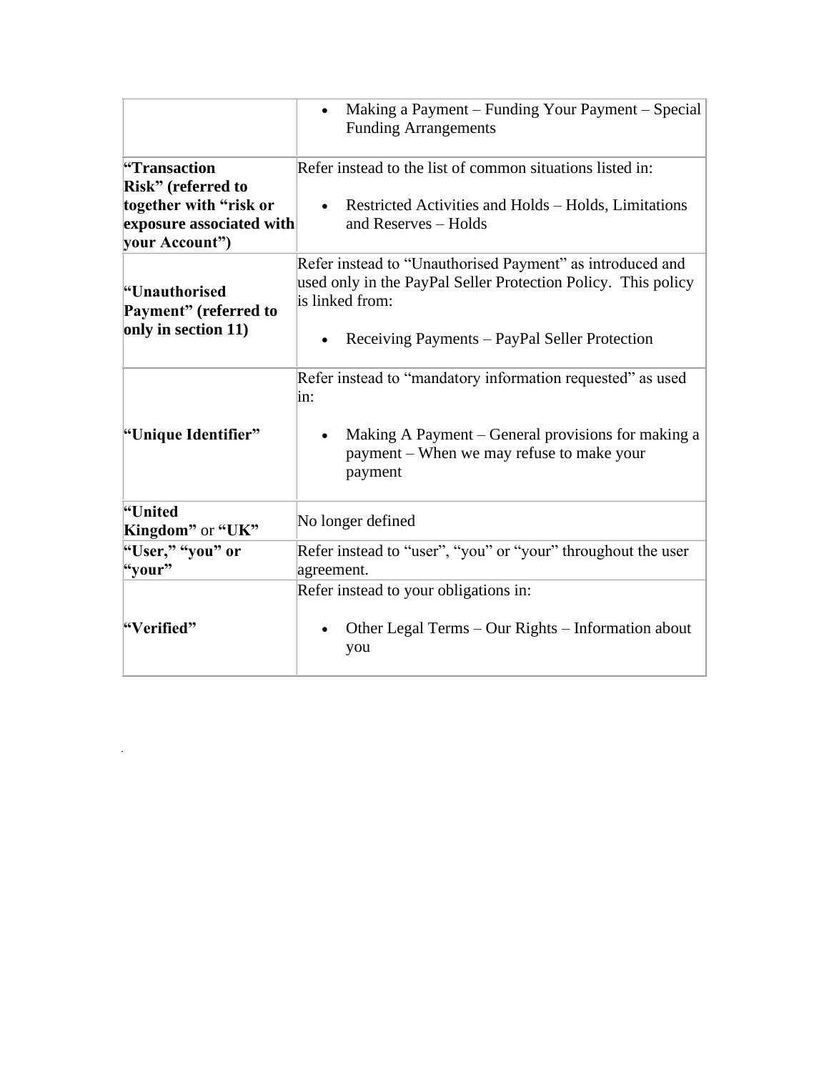| | |
|---|---|
| | • Making a Payment – Funding Your Payment – Special Funding Arrangements |
| **"Transaction Risk" (referred to together with "risk or exposure associated with your Account")** | Refer instead to the list of common situations listed in:<br><br>• Restricted Activities and Holds – Holds, Limitations and Reserves – Holds |
| **"Unauthorised Payment" (referred to only in section 11)** | Refer instead to "Unauthorised Payment" as introduced and used only in the PayPal Seller Protection Policy. This policy is linked from:<br><br>• Receiving Payments – PayPal Seller Protection |
| **"Unique Identifier"** | Refer instead to "mandatory information requested" as used in:<br><br>• Making A Payment – General provisions for making a payment – When we may refuse to make your payment |
| **"United Kingdom"** or **"UK"** | No longer defined |
| **"User," "you" or "your"** | Refer instead to "user", "you" or "your" throughout the user agreement. |
| **"Verified"** | Refer instead to your obligations in:<br><br>• Other Legal Terms – Our Rights – Information about you |